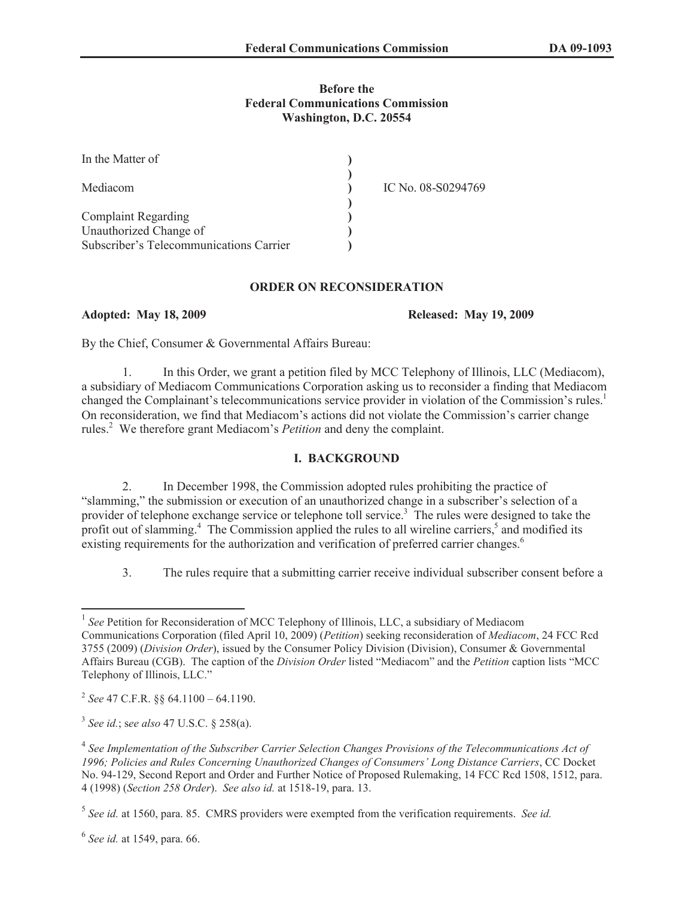**Before the**
**Federal Communications Commission**
**Washington, D.C. 20554**

| | | |
|---|---|---|
| In the Matter of | ) | |
| | ) | |
| Mediacom | ) | IC No. 08-S0294769 |
| | ) | |
| Complaint Regarding | ) | |
| Unauthorized Change of | ) | |
| Subscriber's Telecommunications Carrier | ) | |

## ORDER ON RECONSIDERATION

**Adopted: May 18, 2009** **Released: May 19, 2009**

By the Chief, Consumer & Governmental Affairs Bureau:

1. In this Order, we grant a petition filed by MCC Telephony of Illinois, LLC (Mediacom), a subsidiary of Mediacom Communications Corporation asking us to reconsider a finding that Mediacom changed the Complainant's telecommunications service provider in violation of the Commission's rules.[1] On reconsideration, we find that Mediacom's actions did not violate the Commission's carrier change rules.[2] We therefore grant Mediacom's *Petition* and deny the complaint.

### I. BACKGROUND

2. In December 1998, the Commission adopted rules prohibiting the practice of "slamming," the submission or execution of an unauthorized change in a subscriber's selection of a provider of telephone exchange service or telephone toll service.[3] The rules were designed to take the profit out of slamming.[4] The Commission applied the rules to all wireline carriers,[5] and modified its existing requirements for the authorization and verification of preferred carrier changes.[6]

3. The rules require that a submitting carrier receive individual subscriber consent before a

---

[1] *See* Petition for Reconsideration of MCC Telephony of Illinois, LLC, a subsidiary of Mediacom Communications Corporation (filed April 10, 2009) (*Petition*) seeking reconsideration of *Mediacom*, 24 FCC Rcd 3755 (2009) (*Division Order*), issued by the Consumer Policy Division (Division), Consumer & Governmental Affairs Bureau (CGB). The caption of the *Division Order* listed "Mediacom" and the *Petition* caption lists "MCC Telephony of Illinois, LLC."

[2] *See* 47 C.F.R. §§ 64.1100 – 64.1190.

[3] *See id.*; s*ee also* 47 U.S.C. § 258(a).

[4] *See Implementation of the Subscriber Carrier Selection Changes Provisions of the Telecommunications Act of 1996; Policies and Rules Concerning Unauthorized Changes of Consumers' Long Distance Carriers*, CC Docket No. 94-129, Second Report and Order and Further Notice of Proposed Rulemaking, 14 FCC Rcd 1508, 1512, para. 4 (1998) (*Section 258 Order*). *See also id.* at 1518-19, para. 13.

[5] *See id.* at 1560, para. 85. CMRS providers were exempted from the verification requirements. *See id.*

[6] *See id.* at 1549, para. 66.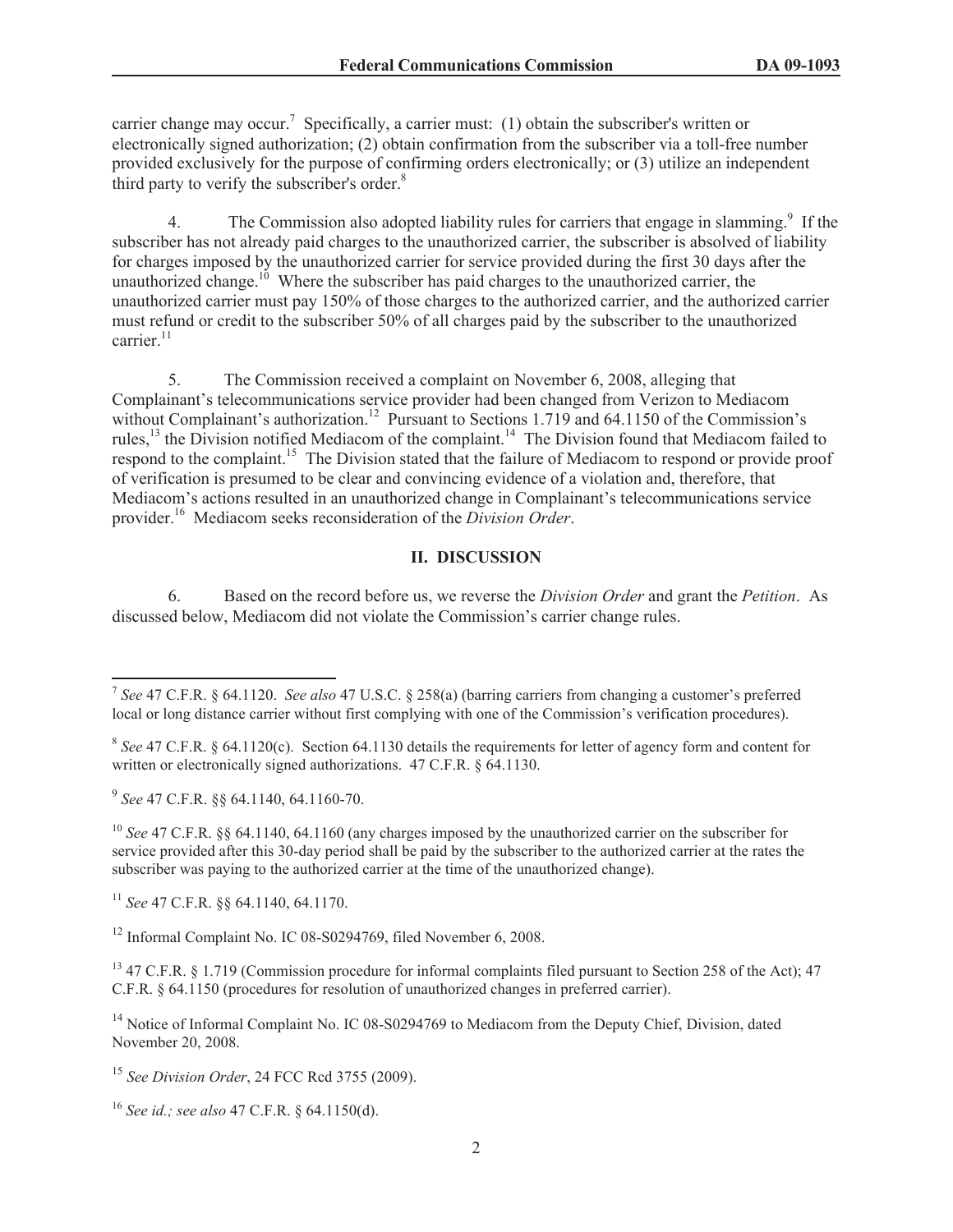carrier change may occur.[7] Specifically, a carrier must: (1) obtain the subscriber's written or electronically signed authorization; (2) obtain confirmation from the subscriber via a toll-free number provided exclusively for the purpose of confirming orders electronically; or (3) utilize an independent third party to verify the subscriber's order.[8]

4. The Commission also adopted liability rules for carriers that engage in slamming.[9] If the subscriber has not already paid charges to the unauthorized carrier, the subscriber is absolved of liability for charges imposed by the unauthorized carrier for service provided during the first 30 days after the unauthorized change.[10] Where the subscriber has paid charges to the unauthorized carrier, the unauthorized carrier must pay 150% of those charges to the authorized carrier, and the authorized carrier must refund or credit to the subscriber 50% of all charges paid by the subscriber to the unauthorized carrier.[11]

5. The Commission received a complaint on November 6, 2008, alleging that Complainant's telecommunications service provider had been changed from Verizon to Mediacom without Complainant's authorization.[12] Pursuant to Sections 1.719 and 64.1150 of the Commission's rules,[13] the Division notified Mediacom of the complaint.[14] The Division found that Mediacom failed to respond to the complaint.[15] The Division stated that the failure of Mediacom to respond or provide proof of verification is presumed to be clear and convincing evidence of a violation and, therefore, that Mediacom's actions resulted in an unauthorized change in Complainant's telecommunications service provider.[16] Mediacom seeks reconsideration of the *Division Order*.

## II. DISCUSSION

6. Based on the record before us, we reverse the *Division Order* and grant the *Petition*. As discussed below, Mediacom did not violate the Commission's carrier change rules.

---

[7] *See* 47 C.F.R. § 64.1120. *See also* 47 U.S.C. § 258(a) (barring carriers from changing a customer's preferred local or long distance carrier without first complying with one of the Commission's verification procedures).

[8] *See* 47 C.F.R. § 64.1120(c). Section 64.1130 details the requirements for letter of agency form and content for written or electronically signed authorizations. 47 C.F.R. § 64.1130.

[9] *See* 47 C.F.R. §§ 64.1140, 64.1160-70.

[10] *See* 47 C.F.R. §§ 64.1140, 64.1160 (any charges imposed by the unauthorized carrier on the subscriber for service provided after this 30-day period shall be paid by the subscriber to the authorized carrier at the rates the subscriber was paying to the authorized carrier at the time of the unauthorized change).

[11] *See* 47 C.F.R. §§ 64.1140, 64.1170.

[12] Informal Complaint No. IC 08-S0294769, filed November 6, 2008.

[13] 47 C.F.R. § 1.719 (Commission procedure for informal complaints filed pursuant to Section 258 of the Act); 47 C.F.R. § 64.1150 (procedures for resolution of unauthorized changes in preferred carrier).

[14] Notice of Informal Complaint No. IC 08-S0294769 to Mediacom from the Deputy Chief, Division, dated November 20, 2008.

[15] *See Division Order*, 24 FCC Rcd 3755 (2009).

[16] *See id.; see also* 47 C.F.R. § 64.1150(d).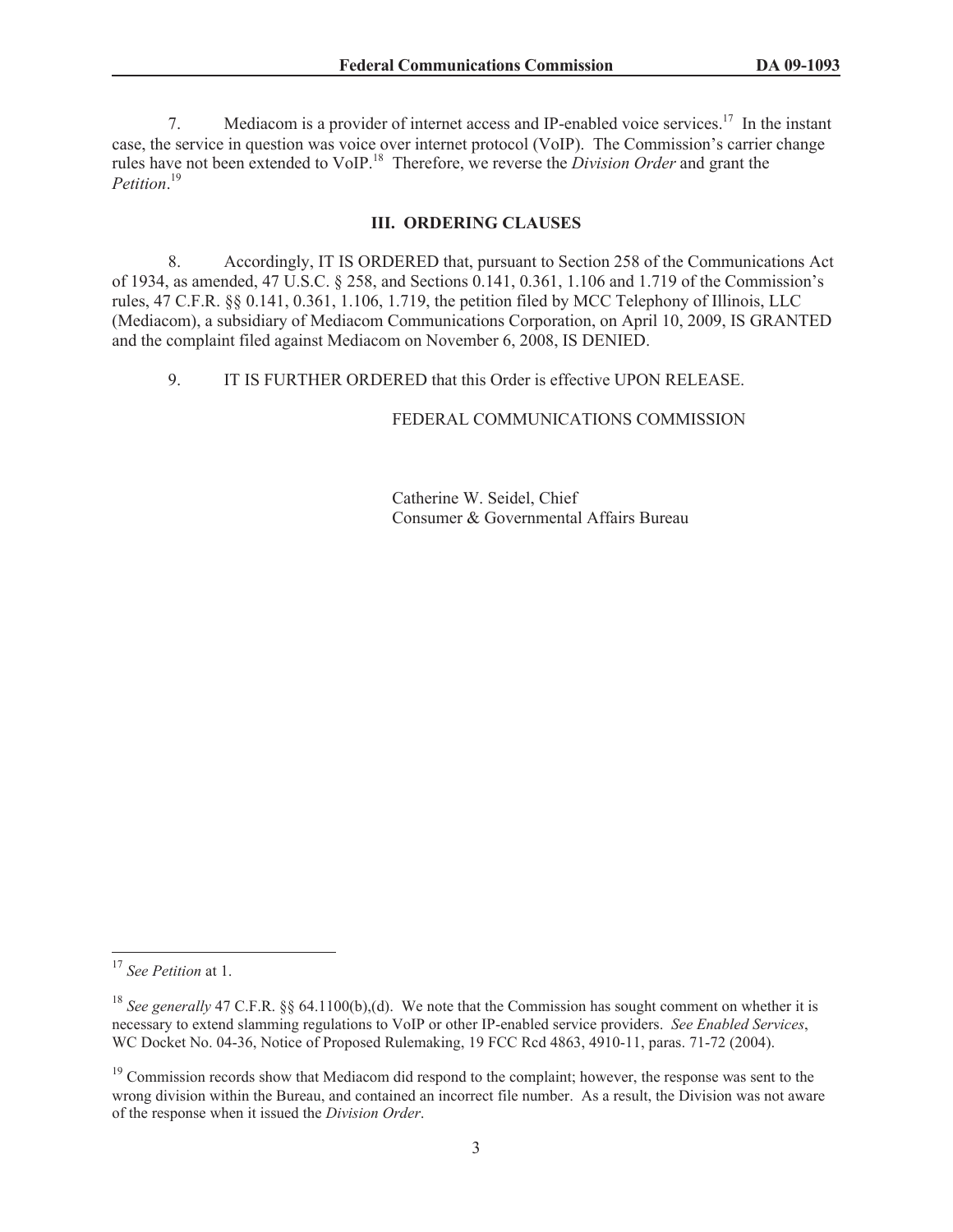7. Mediacom is a provider of internet access and IP-enabled voice services.[17] In the instant case, the service in question was voice over internet protocol (VoIP). The Commission's carrier change rules have not been extended to VoIP.[18] Therefore, we reverse the *Division Order* and grant the *Petition*.[19]

## III. ORDERING CLAUSES

8. Accordingly, IT IS ORDERED that, pursuant to Section 258 of the Communications Act of 1934, as amended, 47 U.S.C. § 258, and Sections 0.141, 0.361, 1.106 and 1.719 of the Commission's rules, 47 C.F.R. §§ 0.141, 0.361, 1.106, 1.719, the petition filed by MCC Telephony of Illinois, LLC (Mediacom), a subsidiary of Mediacom Communications Corporation, on April 10, 2009, IS GRANTED and the complaint filed against Mediacom on November 6, 2008, IS DENIED.

9. IT IS FURTHER ORDERED that this Order is effective UPON RELEASE.

FEDERAL COMMUNICATIONS COMMISSION

Catherine W. Seidel, Chief
Consumer & Governmental Affairs Bureau

---

[17] *See Petition* at 1.

[18] *See generally* 47 C.F.R. §§ 64.1100(b),(d). We note that the Commission has sought comment on whether it is necessary to extend slamming regulations to VoIP or other IP-enabled service providers. *See Enabled Services*, WC Docket No. 04-36, Notice of Proposed Rulemaking, 19 FCC Rcd 4863, 4910-11, paras. 71-72 (2004).

[19] Commission records show that Mediacom did respond to the complaint; however, the response was sent to the wrong division within the Bureau, and contained an incorrect file number. As a result, the Division was not aware of the response when it issued the *Division Order*.